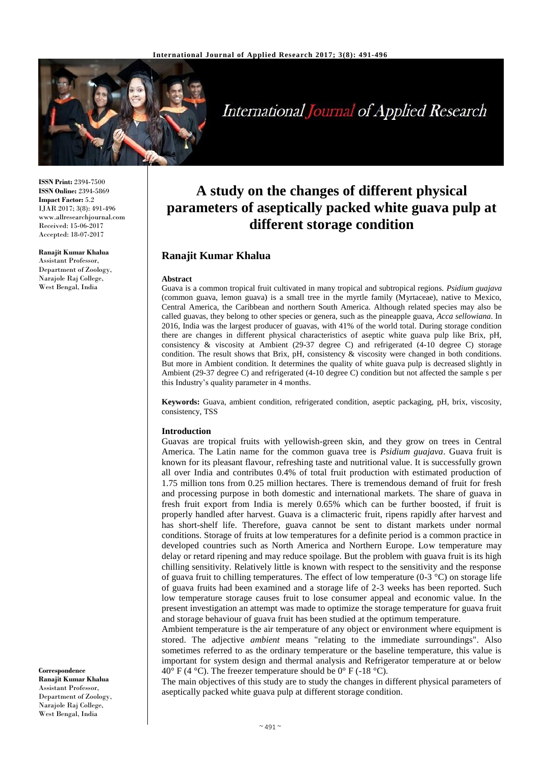**ISSN Print:** 2394-7500
**ISSN Online:** 2394-5869
**Impact Factor:** 5.2
IJAR 2017; 3(8): 491-496
www.allresearchjournal.com
Received: 15-06-2017
Accepted: 18-07-2017

**Ranajit Kumar Khalua**
Assistant Professor, Department of Zoology, Narajole Raj College, West Bengal, India

**Correspondence**
**Ranajit Kumar Khalua**
Assistant Professor, Department of Zoology, Narajole Raj College, West Bengal, India

# A study on the changes of different physical parameters of aseptically packed white guava pulp at different storage condition

## Ranajit Kumar Khalua

### Abstract

Guava is a common tropical fruit cultivated in many tropical and subtropical regions. *Psidium guajava* (common guava, lemon guava) is a small tree in the myrtle family (Myrtaceae), native to Mexico, Central America, the Caribbean and northern South America. Although related species may also be called guavas, they belong to other species or genera, such as the pineapple guava, *Acca sellowiana*. In 2016, India was the largest producer of guavas, with 41% of the world total. During storage condition there are changes in different physical characteristics of aseptic white guava pulp like Brix, pH, consistency & viscosity at Ambient (29-37 degree C) and refrigerated (4-10 degree C) storage condition. The result shows that Brix, pH, consistency & viscosity were changed in both conditions. But more in Ambient condition. It determines the quality of white guava pulp is decreased slightly in Ambient (29-37 degree C) and refrigerated (4-10 degree C) condition but not affected the sample s per this Industry's quality parameter in 4 months.

**Keywords:** Guava, ambient condition, refrigerated condition, aseptic packaging, pH, brix, viscosity, consistency, TSS

### Introduction

Guavas are tropical fruits with yellowish-green skin, and they grow on trees in Central America. The Latin name for the common guava tree is *Psidium guajava*. Guava fruit is known for its pleasant flavour, refreshing taste and nutritional value. It is successfully grown all over India and contributes 0.4% of total fruit production with estimated production of 1.75 million tons from 0.25 million hectares. There is tremendous demand of fruit for fresh and processing purpose in both domestic and international markets. The share of guava in fresh fruit export from India is merely 0.65% which can be further boosted, if fruit is properly handled after harvest. Guava is a climacteric fruit, ripens rapidly after harvest and has short-shelf life. Therefore, guava cannot be sent to distant markets under normal conditions. Storage of fruits at low temperatures for a definite period is a common practice in developed countries such as North America and Northern Europe. Low temperature may delay or retard ripening and may reduce spoilage. But the problem with guava fruit is its high chilling sensitivity. Relatively little is known with respect to the sensitivity and the response of guava fruit to chilling temperatures. The effect of low temperature (0-3 °C) on storage life of guava fruits had been examined and a storage life of 2-3 weeks has been reported. Such low temperature storage causes fruit to lose consumer appeal and economic value. In the present investigation an attempt was made to optimize the storage temperature for guava fruit and storage behaviour of guava fruit has been studied at the optimum temperature.

Ambient temperature is the air temperature of any object or environment where equipment is stored. The adjective *ambient* means "relating to the immediate surroundings". Also sometimes referred to as the ordinary temperature or the baseline temperature, this value is important for system design and thermal analysis and Refrigerator temperature at or below 40° F (4 °C). The freezer temperature should be 0° F (-18 °C).

The main objectives of this study are to study the changes in different physical parameters of aseptically packed white guava pulp at different storage condition.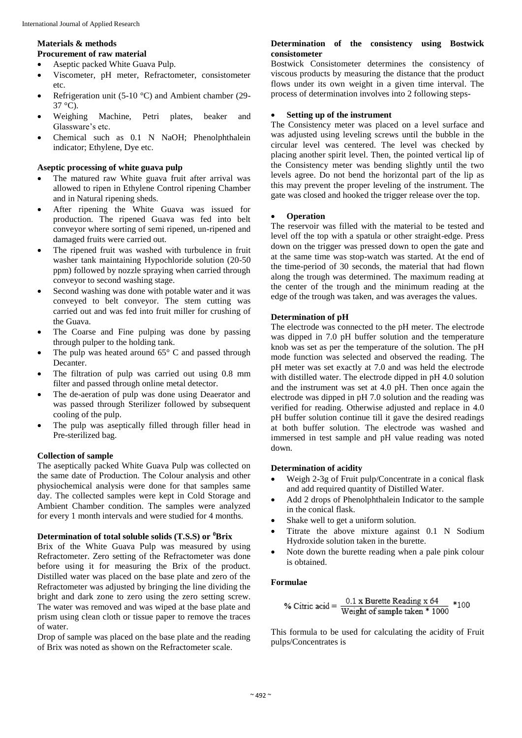## Materials & methods

### Procurement of raw material

- Aseptic packed White Guava Pulp.
- Viscometer, pH meter, Refractometer, consistometer etc.
- Refrigeration unit (5-10 °C) and Ambient chamber (29-37 °C).
- Weighing Machine, Petri plates, beaker and Glassware's etc.
- Chemical such as 0.1 N NaOH; Phenolphthalein indicator; Ethylene, Dye etc.

### Aseptic processing of white guava pulp

- The matured raw White guava fruit after arrival was allowed to ripen in Ethylene Control ripening Chamber and in Natural ripening sheds.
- After ripening the White Guava was issued for production. The ripened Guava was fed into belt conveyor where sorting of semi ripened, un-ripened and damaged fruits were carried out.
- The ripened fruit was washed with turbulence in fruit washer tank maintaining Hypochloride solution (20-50 ppm) followed by nozzle spraying when carried through conveyor to second washing stage.
- Second washing was done with potable water and it was conveyed to belt conveyor. The stem cutting was carried out and was fed into fruit miller for crushing of the Guava.
- The Coarse and Fine pulping was done by passing through pulper to the holding tank.
- The pulp was heated around 65° C and passed through Decanter.
- The filtration of pulp was carried out using 0.8 mm filter and passed through online metal detector.
- The de-aeration of pulp was done using Deaerator and was passed through Sterilizer followed by subsequent cooling of the pulp.
- The pulp was aseptically filled through filler head in Pre-sterilized bag.

### Collection of sample

The aseptically packed White Guava Pulp was collected on the same date of Production. The Colour analysis and other physiochemical analysis were done for that samples same day. The collected samples were kept in Cold Storage and Ambient Chamber condition. The samples were analyzed for every 1 month intervals and were studied for 4 months.

### Determination of total soluble solids (T.S.S) or $^0$Brix

Brix of the White Guava Pulp was measured by using Refractometer. Zero setting of the Refractometer was done before using it for measuring the Brix of the product. Distilled water was placed on the base plate and zero of the Refractometer was adjusted by bringing the line dividing the bright and dark zone to zero using the zero setting screw. The water was removed and was wiped at the base plate and prism using clean cloth or tissue paper to remove the traces of water.

Drop of sample was placed on the base plate and the reading of Brix was noted as shown on the Refractometer scale.

### Determination of the consistency using Bostwick consistometer

Bostwick Consistometer determines the consistency of viscous products by measuring the distance that the product flows under its own weight in a given time interval. The process of determination involves into 2 following steps-

- **Setting up of the instrument**

The Consistency meter was placed on a level surface and was adjusted using leveling screws until the bubble in the circular level was centered. The level was checked by placing another spirit level. Then, the pointed vertical lip of the Consistency meter was bending slightly until the two levels agree. Do not bend the horizontal part of the lip as this may prevent the proper leveling of the instrument. The gate was closed and hooked the trigger release over the top.

- **Operation**

The reservoir was filled with the material to be tested and level off the top with a spatula or other straight-edge. Press down on the trigger was pressed down to open the gate and at the same time was stop-watch was started. At the end of the time-period of 30 seconds, the material that had flown along the trough was determined. The maximum reading at the center of the trough and the minimum reading at the edge of the trough was taken, and was averages the values.

### Determination of pH

The electrode was connected to the pH meter. The electrode was dipped in 7.0 pH buffer solution and the temperature knob was set as per the temperature of the solution. The pH mode function was selected and observed the reading. The pH meter was set exactly at 7.0 and was held the electrode with distilled water. The electrode dipped in pH 4.0 solution and the instrument was set at 4.0 pH. Then once again the electrode was dipped in pH 7.0 solution and the reading was verified for reading. Otherwise adjusted and replace in 4.0 pH buffer solution continue till it gave the desired readings at both buffer solution. The electrode was washed and immersed in test sample and pH value reading was noted down.

### Determination of acidity

- Weigh 2-3g of Fruit pulp/Concentrate in a conical flask and add required quantity of Distilled Water.
- Add 2 drops of Phenolphthalein Indicator to the sample in the conical flask.
- Shake well to get a uniform solution.
- Titrate the above mixture against 0.1 N Sodium Hydroxide solution taken in the burette.
- Note down the burette reading when a pale pink colour is obtained.

### Formulae

$$\% \text{ Citric acid} = \frac{0.1 \text{ x Burette Reading x } 64}{\text{Weight of sample taken} * 1000} * 100$$

This formula to be used for calculating the acidity of Fruit pulps/Concentrates is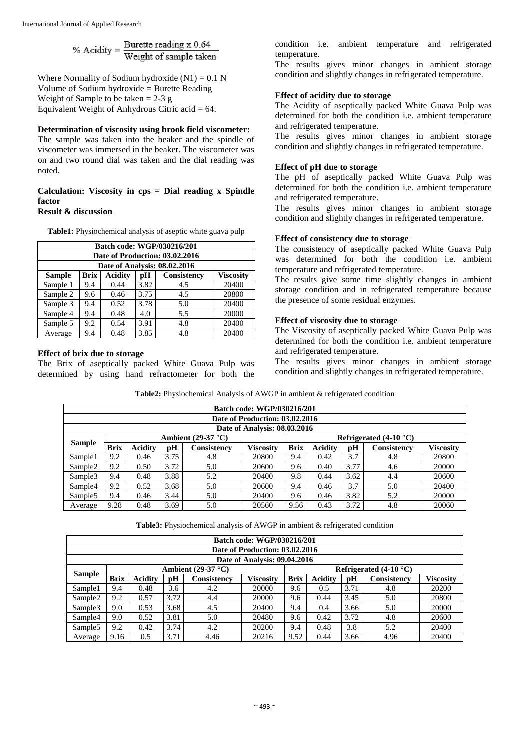$$\% \text{ Acidity} = \frac{\text{Burette reading x 0.64}}{\text{Weight of sample taken}}$$

Where Normality of Sodium hydroxide (N1) = 0.1 N
Volume of Sodium hydroxide = Burette Reading
Weight of Sample to be taken = 2-3 g
Equivalent Weight of Anhydrous Citric acid = 64.

**Determination of viscosity using brook field viscometer:**
The sample was taken into the beaker and the spindle of viscometer was immersed in the beaker. The viscometer was on and two round dial was taken and the dial reading was noted.

**Calculation: Viscosity in cps = Dial reading x Spindle factor**

## Result & discussion

**Table1:** Physiochemical analysis of aseptic white guava pulp

| Batch code: WGP/030216/201 | | | | | |
|---|---|---|---|---|---|
| Date of Production: 03.02.2016 | | | | | |
| Date of Analysis: 08.02.2016 | | | | | |
| **Sample** | **Brix** | **Acidity** | **pH** | **Consistency** | **Viscosity** |
| Sample 1 | 9.4 | 0.44 | 3.82 | 4.5 | 20400 |
| Sample 2 | 9.6 | 0.46 | 3.75 | 4.5 | 20800 |
| Sample 3 | 9.4 | 0.52 | 3.78 | 5.0 | 20400 |
| Sample 4 | 9.4 | 0.48 | 4.0 | 5.5 | 20000 |
| Sample 5 | 9.2 | 0.54 | 3.91 | 4.8 | 20400 |
| Average | 9.4 | 0.48 | 3.85 | 4.8 | 20400 |

**Effect of brix due to storage**
The Brix of aseptically packed White Guava Pulp was determined by using hand refractometer for both the condition i.e. ambient temperature and refrigerated temperature.
The results gives minor changes in ambient storage condition and slightly changes in refrigerated temperature.

**Effect of acidity due to storage**
The Acidity of aseptically packed White Guava Pulp was determined for both the condition i.e. ambient temperature and refrigerated temperature.
The results gives minor changes in ambient storage condition and slightly changes in refrigerated temperature.

**Effect of pH due to storage**
The pH of aseptically packed White Guava Pulp was determined for both the condition i.e. ambient temperature and refrigerated temperature.
The results gives minor changes in ambient storage condition and slightly changes in refrigerated temperature.

**Effect of consistency due to storage**
The consistency of aseptically packed White Guava Pulp was determined for both the condition i.e. ambient temperature and refrigerated temperature.
The results give some time slightly changes in ambient storage condition and in refrigerated temperature because the presence of some residual enzymes.

**Effect of viscosity due to storage**
The Viscosity of aseptically packed White Guava Pulp was determined for both the condition i.e. ambient temperature and refrigerated temperature.
The results gives minor changes in ambient storage condition and slightly changes in refrigerated temperature.

**Table2:** Physiochemical Analysis of AWGP in ambient & refrigerated condition

| Batch code: WGP/030216/201 | | | | | | | | | | |
|---|---|---|---|---|---|---|---|---|---|---|
| Date of Production: 03.02.2016 | | | | | | | | | | |
| Date of Analysis: 08.03.2016 | | | | | | | | | | |
| **Sample** | **Ambient (29-37 °C)** | | | | | **Refrigerated (4-10 °C)** | | | | |
| | **Brix** | **Acidity** | **pH** | **Consistency** | **Viscosity** | **Brix** | **Acidity** | **pH** | **Consistency** | **Viscosity** |
| Sample1 | 9.2 | 0.46 | 3.75 | 4.8 | 20800 | 9.4 | 0.42 | 3.7 | 4.8 | 20800 |
| Sample2 | 9.2 | 0.50 | 3.72 | 5.0 | 20600 | 9.6 | 0.40 | 3.77 | 4.6 | 20000 |
| Sample3 | 9.4 | 0.48 | 3.88 | 5.2 | 20400 | 9.8 | 0.44 | 3.62 | 4.4 | 20600 |
| Sample4 | 9.2 | 0.52 | 3.68 | 5.0 | 20600 | 9.4 | 0.46 | 3.7 | 5.0 | 20400 |
| Sample5 | 9.4 | 0.46 | 3.44 | 5.0 | 20400 | 9.6 | 0.46 | 3.82 | 5.2 | 20000 |
| Average | 9.28 | 0.48 | 3.69 | 5.0 | 20560 | 9.56 | 0.43 | 3.72 | 4.8 | 20060 |

**Table3:** Physiochemical analysis of AWGP in ambient & refrigerated condition

| Batch code: WGP/030216/201 | | | | | | | | | | |
|---|---|---|---|---|---|---|---|---|---|---|
| Date of Production: 03.02.2016 | | | | | | | | | | |
| Date of Analysis: 09.04.2016 | | | | | | | | | | |
| **Sample** | **Ambient (29-37 °C)** | | | | | **Refrigerated (4-10 °C)** | | | | |
| | **Brix** | **Acidity** | **pH** | **Consistency** | **Viscosity** | **Brix** | **Acidity** | **pH** | **Consistency** | **Viscosity** |
| Sample1 | 9.4 | 0.48 | 3.6 | 4.2 | 20000 | 9.6 | 0.5 | 3.71 | 4.8 | 20200 |
| Sample2 | 9.2 | 0.57 | 3.72 | 4.4 | 20000 | 9.6 | 0.44 | 3.45 | 5.0 | 20800 |
| Sample3 | 9.0 | 0.53 | 3.68 | 4.5 | 20400 | 9.4 | 0.4 | 3.66 | 5.0 | 20000 |
| Sample4 | 9.0 | 0.52 | 3.81 | 5.0 | 20480 | 9.6 | 0.42 | 3.72 | 4.8 | 20600 |
| Sample5 | 9.2 | 0.42 | 3.74 | 4.2 | 20200 | 9.4 | 0.48 | 3.8 | 5.2 | 20400 |
| Average | 9.16 | 0.5 | 3.71 | 4.46 | 20216 | 9.52 | 0.44 | 3.66 | 4.96 | 20400 |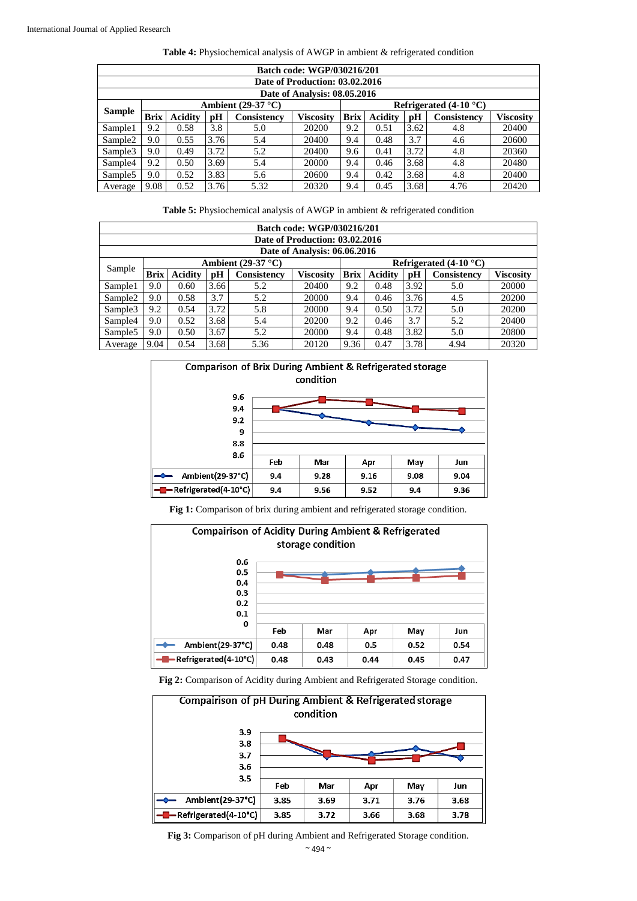**Table 4:** Physiochemical analysis of AWGP in ambient & refrigerated condition

| Batch code: WGP/030216/201 | | | | | | | | | | |
|---|---|---|---|---|---|---|---|---|---|---|
| **Date of Production: 03.02.2016** | | | | | | | | | | |
| **Date of Analysis: 08.05.2016** | | | | | | | | | | |
| **Sample** | **Ambient (29-37 °C)** | | | | | **Refrigerated (4-10 °C)** | | | | |
| | **Brix** | **Acidity** | **pH** | **Consistency** | **Viscosity** | **Brix** | **Acidity** | **pH** | **Consistency** | **Viscosity** |
| Sample1 | 9.2 | 0.58 | 3.8 | 5.0 | 20200 | 9.2 | 0.51 | 3.62 | 4.8 | 20400 |
| Sample2 | 9.0 | 0.55 | 3.76 | 5.4 | 20400 | 9.4 | 0.48 | 3.7 | 4.6 | 20600 |
| Sample3 | 9.0 | 0.49 | 3.72 | 5.2 | 20400 | 9.6 | 0.41 | 3.72 | 4.8 | 20360 |
| Sample4 | 9.2 | 0.50 | 3.69 | 5.4 | 20000 | 9.4 | 0.46 | 3.68 | 4.8 | 20480 |
| Sample5 | 9.0 | 0.52 | 3.83 | 5.6 | 20600 | 9.4 | 0.42 | 3.68 | 4.8 | 20400 |
| Average | 9.08 | 0.52 | 3.76 | 5.32 | 20320 | 9.4 | 0.45 | 3.68 | 4.76 | 20420 |

**Table 5:** Physiochemical analysis of AWGP in ambient & refrigerated condition

| Batch code: WGP/030216/201 | | | | | | | | | | |
|---|---|---|---|---|---|---|---|---|---|---|
| **Date of Production: 03.02.2016** | | | | | | | | | | |
| **Date of Analysis: 06.06.2016** | | | | | | | | | | |
| Sample | **Ambient (29-37 °C)** | | | | | **Refrigerated (4-10 °C)** | | | | |
| | **Brix** | **Acidity** | **pH** | **Consistency** | **Viscosity** | **Brix** | **Acidity** | **pH** | **Consistency** | **Viscosity** |
| Sample1 | 9.0 | 0.60 | 3.66 | 5.2 | 20400 | 9.2 | 0.48 | 3.92 | 5.0 | 20000 |
| Sample2 | 9.0 | 0.58 | 3.7 | 5.2 | 20000 | 9.4 | 0.46 | 3.76 | 4.5 | 20200 |
| Sample3 | 9.2 | 0.54 | 3.72 | 5.8 | 20000 | 9.4 | 0.50 | 3.72 | 5.0 | 20200 |
| Sample4 | 9.0 | 0.52 | 3.68 | 5.4 | 20200 | 9.2 | 0.46 | 3.7 | 5.2 | 20400 |
| Sample5 | 9.0 | 0.50 | 3.67 | 5.2 | 20000 | 9.4 | 0.48 | 3.82 | 5.0 | 20800 |
| Average | 9.04 | 0.54 | 3.68 | 5.36 | 20120 | 9.36 | 0.47 | 3.78 | 4.94 | 20320 |

Comparison of Brix During Ambient & Refrigerated storage condition

| | Feb | Mar | Apr | May | Jun |
|---|---|---|---|---|---|
| Ambient(29-37°C) | 9.4 | 9.28 | 9.16 | 9.08 | 9.04 |
| Refrigerated(4-10°C) | 9.4 | 9.56 | 9.52 | 9.4 | 9.36 |

**Fig 1:** Comparison of brix during ambient and refrigerated storage condition.

Compairison of Acidity During Ambient & Refrigerated storage condition

| | Feb | Mar | Apr | May | Jun |
|---|---|---|---|---|---|
| Ambient(29-37°C) | 0.48 | 0.48 | 0.5 | 0.52 | 0.54 |
| Refrigerated(4-10°C) | 0.48 | 0.43 | 0.44 | 0.45 | 0.47 |

**Fig 2:** Comparison of Acidity during Ambient and Refrigerated Storage condition.

Compairison of pH During Ambient & Refrigerated storage condition

| | Feb | Mar | Apr | May | Jun |
|---|---|---|---|---|---|
| Ambient(29-37°C) | 3.85 | 3.69 | 3.71 | 3.76 | 3.68 |
| Refrigerated(4-10°C) | 3.85 | 3.72 | 3.66 | 3.68 | 3.78 |

**Fig 3:** Comparison of pH during Ambient and Refrigerated Storage condition.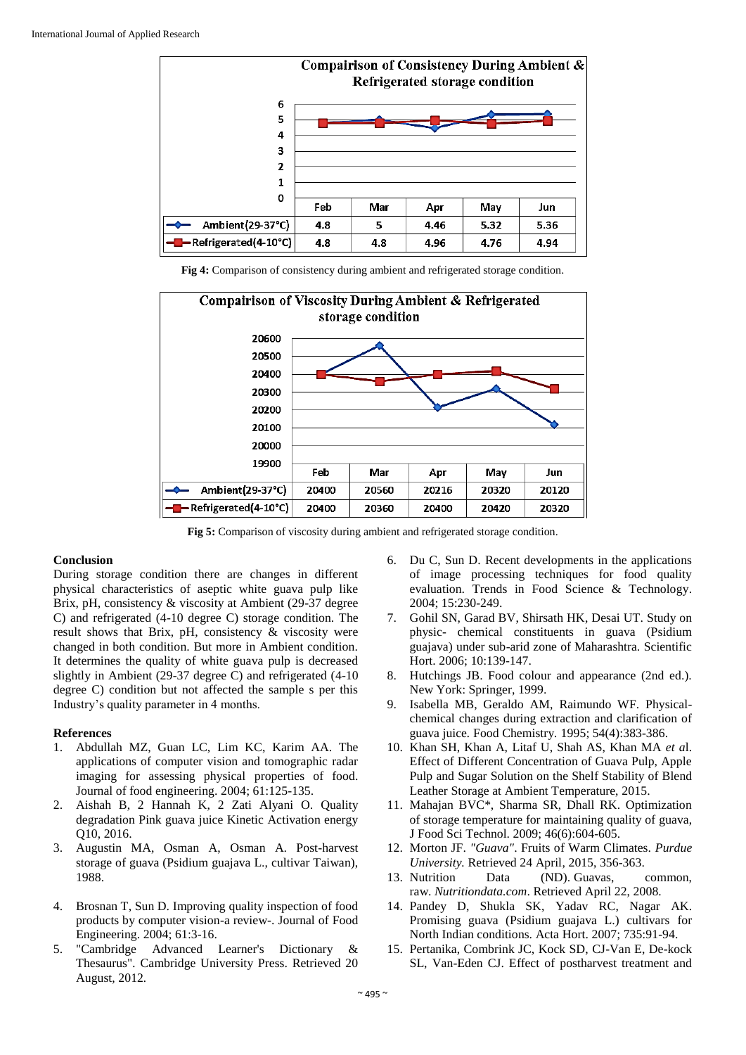**Compairison of Consistency During Ambient & Refrigerated storage condition**

| | Feb | Mar | Apr | May | Jun |
|---|---|---|---|---|---|
| Ambient(29-37°C) | 4.8 | 5 | 4.46 | 5.32 | 5.36 |
| Refrigerated(4-10°C) | 4.8 | 4.8 | 4.96 | 4.76 | 4.94 |

**Fig 4:** Comparison of consistency during ambient and refrigerated storage condition.

**Compairison of Viscosity During Ambient & Refrigerated storage condition**

| | Feb | Mar | Apr | May | Jun |
|---|---|---|---|---|---|
| Ambient(29-37°C) | 20400 | 20560 | 20216 | 20320 | 20120 |
| Refrigerated(4-10°C) | 20400 | 20360 | 20400 | 20420 | 20320 |

**Fig 5:** Comparison of viscosity during ambient and refrigerated storage condition.

## Conclusion

During storage condition there are changes in different physical characteristics of aseptic white guava pulp like Brix, pH, consistency & viscosity at Ambient (29-37 degree C) and refrigerated (4-10 degree C) storage condition. The result shows that Brix, pH, consistency & viscosity were changed in both condition. But more in Ambient condition. It determines the quality of white guava pulp is decreased slightly in Ambient (29-37 degree C) and refrigerated (4-10 degree C) condition but not affected the sample s per this Industry's quality parameter in 4 months.

## References

1. Abdullah MZ, Guan LC, Lim KC, Karim AA. The applications of computer vision and tomographic radar imaging for assessing physical properties of food. Journal of food engineering. 2004; 61:125-135.
2. Aishah B, 2 Hannah K, 2 Zati Alyani O. Quality degradation Pink guava juice Kinetic Activation energy Q10, 2016.
3. Augustin MA, Osman A, Osman A. Post-harvest storage of guava (Psidium guajava L., cultivar Taiwan), 1988.
4. Brosnan T, Sun D. Improving quality inspection of food products by computer vision-a review-. Journal of Food Engineering. 2004; 61:3-16.
5. "Cambridge Advanced Learner's Dictionary & Thesaurus". Cambridge University Press. Retrieved 20 August, 2012.
6. Du C, Sun D. Recent developments in the applications of image processing techniques for food quality evaluation. Trends in Food Science & Technology. 2004; 15:230-249.
7. Gohil SN, Garad BV, Shirsath HK, Desai UT. Study on physic- chemical constituents in guava (Psidium guajava) under sub-arid zone of Maharashtra. Scientific Hort. 2006; 10:139-147.
8. Hutchings JB. Food colour and appearance (2nd ed.). New York: Springer, 1999.
9. Isabella MB, Geraldo AM, Raimundo WF. Physical-chemical changes during extraction and clarification of guava juice. Food Chemistry. 1995; 54(4):383-386.
10. Khan SH, Khan A, Litaf U, Shah AS, Khan MA *et a*l. Effect of Different Concentration of Guava Pulp, Apple Pulp and Sugar Solution on the Shelf Stability of Blend Leather Storage at Ambient Temperature, 2015.
11. Mahajan BVC*, Sharma SR, Dhall RK. Optimization of storage temperature for maintaining quality of guava, J Food Sci Technol. 2009; 46(6):604-605.
12. Morton JF. *"Guava"*. Fruits of Warm Climates. *Purdue University.* Retrieved 24 April, 2015, 356-363.
13. Nutrition Data (ND). Guavas, common, raw. *Nutritiondata.com*. Retrieved April 22, 2008.
14. Pandey D, Shukla SK, Yadav RC, Nagar AK. Promising guava (Psidium guajava L.) cultivars for North Indian conditions. Acta Hort. 2007; 735:91-94.
15. Pertanika, Combrink JC, Kock SD, CJ-Van E, De-kock SL, Van-Eden CJ. Effect of postharvest treatment and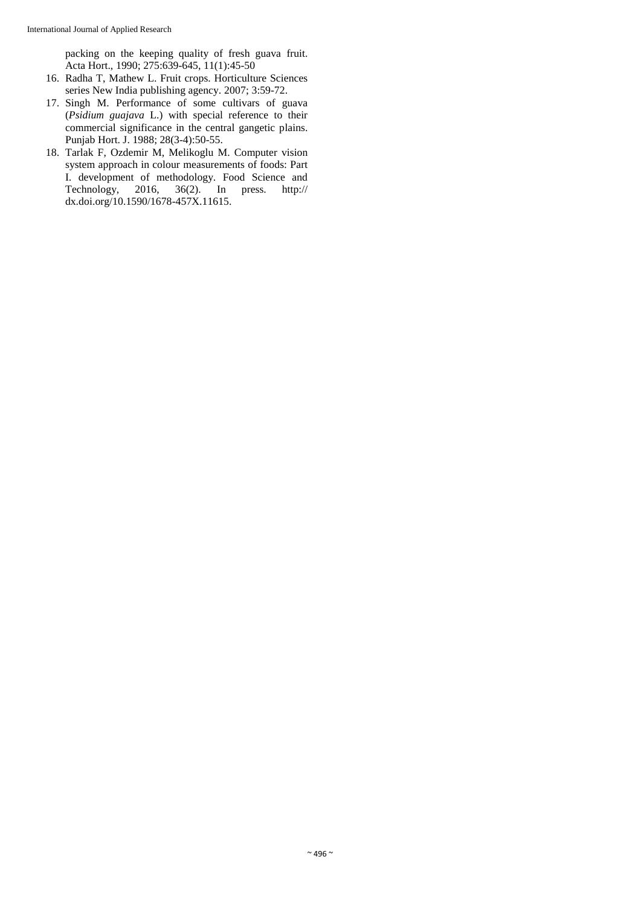packing on the keeping quality of fresh guava fruit. Acta Hort., 1990; 275:639-645, 11(1):45-50

16. Radha T, Mathew L. Fruit crops. Horticulture Sciences series New India publishing agency. 2007; 3:59-72.
17. Singh M. Performance of some cultivars of guava (*Psidium guajava* L.) with special reference to their commercial significance in the central gangetic plains. Punjab Hort. J. 1988; 28(3-4):50-55.
18. Tarlak F, Ozdemir M, Melikoglu M. Computer vision system approach in colour measurements of foods: Part I. development of methodology. Food Science and Technology, 2016, 36(2). In press. http:// dx.doi.org/10.1590/1678-457X.11615.